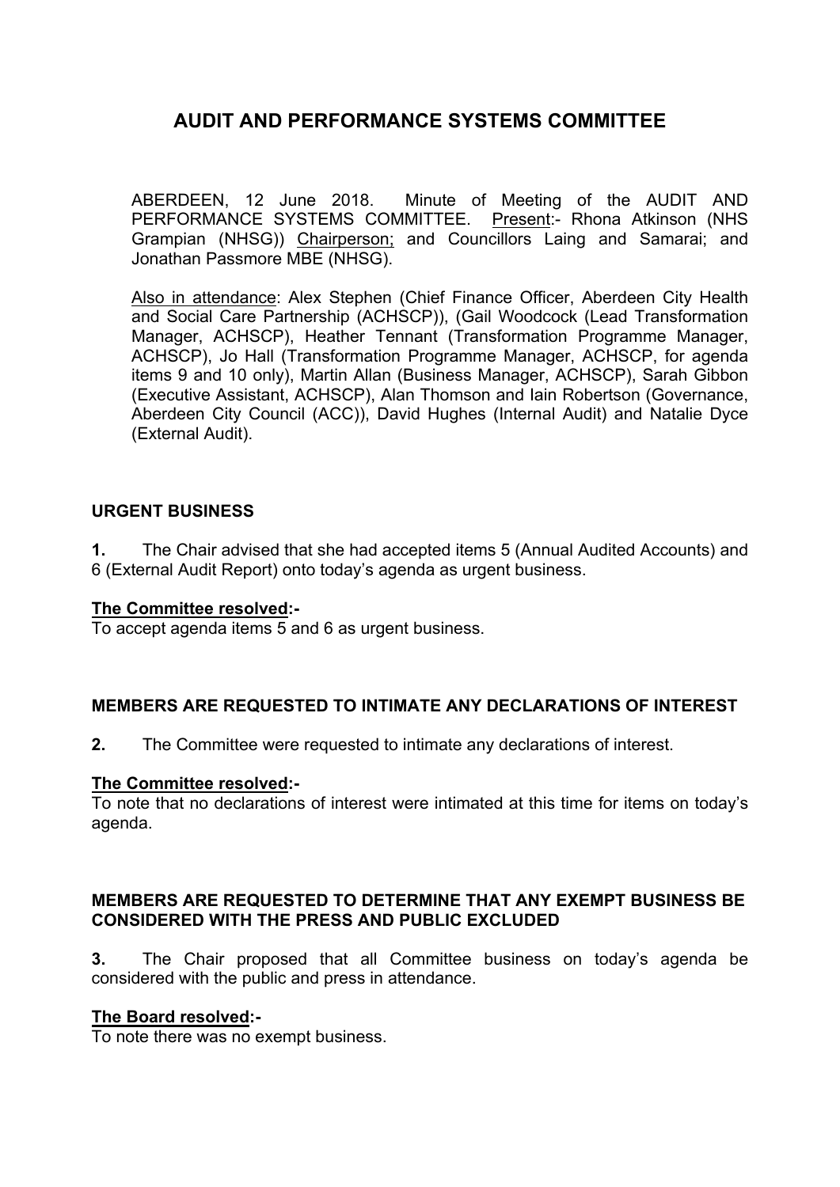# AUDIT AND PERFORMANCE SYSTEMS COMMITTEE

ABERDEEN, 12 June 2018. Minute of Meeting of the AUDIT AND PERFORMANCE SYSTEMS COMMITTEE. Present:- Rhona Atkinson (NHS Grampian (NHSG)) Chairperson; and Councillors Laing and Samarai; and Jonathan Passmore MBE (NHSG).

Also in attendance: Alex Stephen (Chief Finance Officer, Aberdeen City Health and Social Care Partnership (ACHSCP)), (Gail Woodcock (Lead Transformation Manager, ACHSCP), Heather Tennant (Transformation Programme Manager, ACHSCP), Jo Hall (Transformation Programme Manager, ACHSCP, for agenda items 9 and 10 only), Martin Allan (Business Manager, ACHSCP), Sarah Gibbon (Executive Assistant, ACHSCP), Alan Thomson and Iain Robertson (Governance, Aberdeen City Council (ACC)), David Hughes (Internal Audit) and Natalie Dyce (External Audit).

## URGENT BUSINESS

**1.** The Chair advised that she had accepted items 5 (Annual Audited Accounts) and 6 (External Audit Report) onto today's agenda as urgent business.

**The Committee resolved:-**
To accept agenda items 5 and 6 as urgent business.

## MEMBERS ARE REQUESTED TO INTIMATE ANY DECLARATIONS OF INTEREST

**2.** The Committee were requested to intimate any declarations of interest.

**The Committee resolved:-**
To note that no declarations of interest were intimated at this time for items on today's agenda.

## MEMBERS ARE REQUESTED TO DETERMINE THAT ANY EXEMPT BUSINESS BE CONSIDERED WITH THE PRESS AND PUBLIC EXCLUDED

**3.** The Chair proposed that all Committee business on today's agenda be considered with the public and press in attendance.

**The Board resolved:-**
To note there was no exempt business.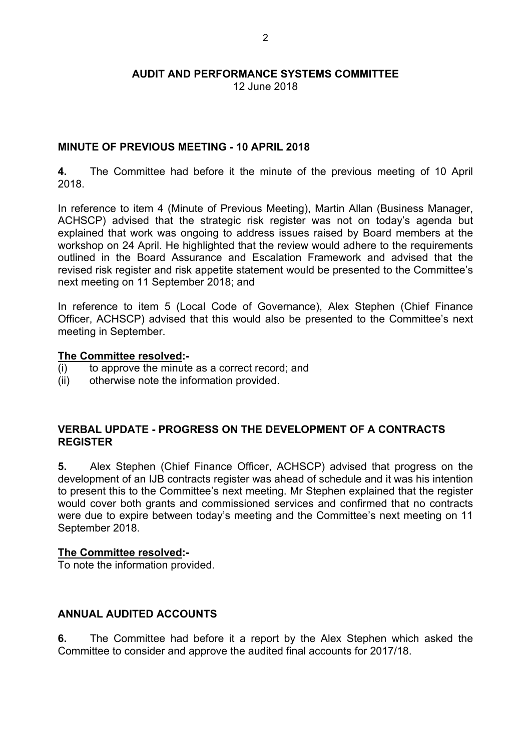**AUDIT AND PERFORMANCE SYSTEMS COMMITTEE**
12 June 2018

## MINUTE OF PREVIOUS MEETING - 10 APRIL 2018

**4.** The Committee had before it the minute of the previous meeting of 10 April 2018.

In reference to item 4 (Minute of Previous Meeting), Martin Allan (Business Manager, ACHSCP) advised that the strategic risk register was not on today's agenda but explained that work was ongoing to address issues raised by Board members at the workshop on 24 April. He highlighted that the review would adhere to the requirements outlined in the Board Assurance and Escalation Framework and advised that the revised risk register and risk appetite statement would be presented to the Committee's next meeting on 11 September 2018; and

In reference to item 5 (Local Code of Governance), Alex Stephen (Chief Finance Officer, ACHSCP) advised that this would also be presented to the Committee's next meeting in September.

**The Committee resolved:-**
(i) to approve the minute as a correct record; and
(ii) otherwise note the information provided.

## VERBAL UPDATE - PROGRESS ON THE DEVELOPMENT OF A CONTRACTS REGISTER

**5.** Alex Stephen (Chief Finance Officer, ACHSCP) advised that progress on the development of an IJB contracts register was ahead of schedule and it was his intention to present this to the Committee's next meeting. Mr Stephen explained that the register would cover both grants and commissioned services and confirmed that no contracts were due to expire between today's meeting and the Committee's next meeting on 11 September 2018.

**The Committee resolved:-**
To note the information provided.

## ANNUAL AUDITED ACCOUNTS

**6.** The Committee had before it a report by the Alex Stephen which asked the Committee to consider and approve the audited final accounts for 2017/18.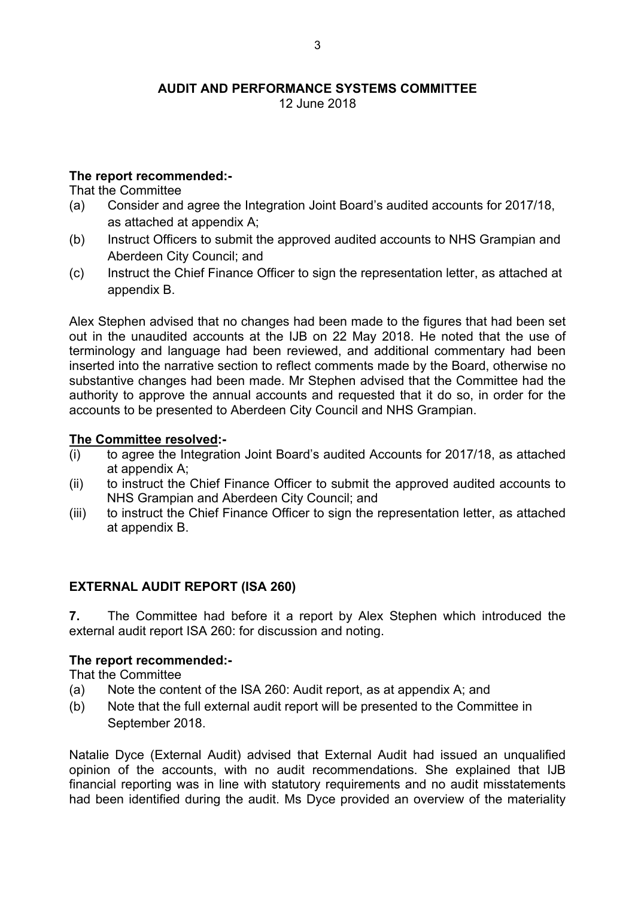**AUDIT AND PERFORMANCE SYSTEMS COMMITTEE**
12 June 2018

**The report recommended:-**

That the Committee

(a) Consider and agree the Integration Joint Board's audited accounts for 2017/18, as attached at appendix A;
(b) Instruct Officers to submit the approved audited accounts to NHS Grampian and Aberdeen City Council; and
(c) Instruct the Chief Finance Officer to sign the representation letter, as attached at appendix B.

Alex Stephen advised that no changes had been made to the figures that had been set out in the unaudited accounts at the IJB on 22 May 2018. He noted that the use of terminology and language had been reviewed, and additional commentary had been inserted into the narrative section to reflect comments made by the Board, otherwise no substantive changes had been made. Mr Stephen advised that the Committee had the authority to approve the annual accounts and requested that it do so, in order for the accounts to be presented to Aberdeen City Council and NHS Grampian.

**The Committee resolved:-**

(i) to agree the Integration Joint Board's audited Accounts for 2017/18, as attached at appendix A;
(ii) to instruct the Chief Finance Officer to submit the approved audited accounts to NHS Grampian and Aberdeen City Council; and
(iii) to instruct the Chief Finance Officer to sign the representation letter, as attached at appendix B.

**EXTERNAL AUDIT REPORT (ISA 260)**

**7.** The Committee had before it a report by Alex Stephen which introduced the external audit report ISA 260: for discussion and noting.

**The report recommended:-**

That the Committee

(a) Note the content of the ISA 260: Audit report, as at appendix A; and
(b) Note that the full external audit report will be presented to the Committee in September 2018.

Natalie Dyce (External Audit) advised that External Audit had issued an unqualified opinion of the accounts, with no audit recommendations. She explained that IJB financial reporting was in line with statutory requirements and no audit misstatements had been identified during the audit. Ms Dyce provided an overview of the materiality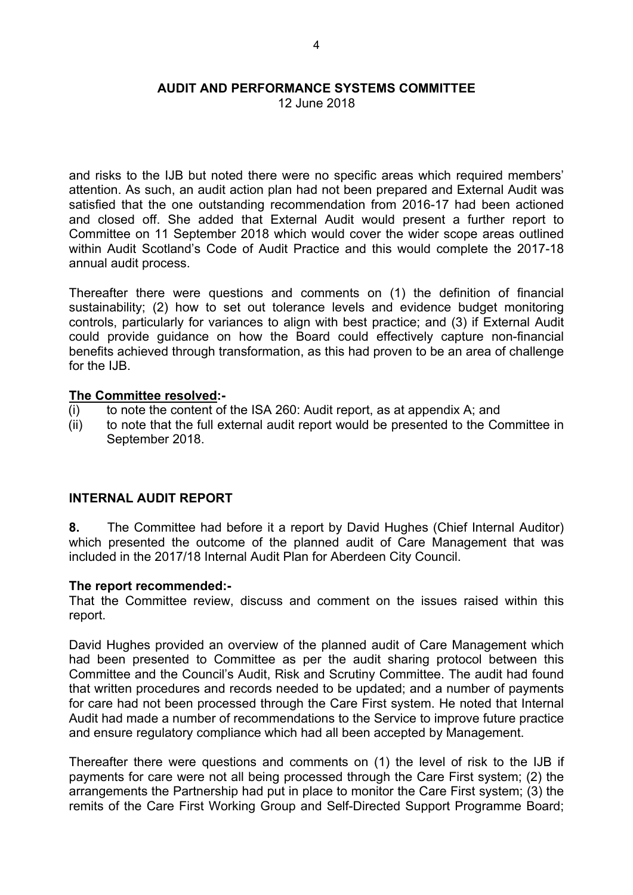and risks to the IJB but noted there were no specific areas which required members' attention. As such, an audit action plan had not been prepared and External Audit was satisfied that the one outstanding recommendation from 2016-17 had been actioned and closed off. She added that External Audit would present a further report to Committee on 11 September 2018 which would cover the wider scope areas outlined within Audit Scotland's Code of Audit Practice and this would complete the 2017-18 annual audit process.

Thereafter there were questions and comments on (1) the definition of financial sustainability; (2) how to set out tolerance levels and evidence budget monitoring controls, particularly for variances to align with best practice; and (3) if External Audit could provide guidance on how the Board could effectively capture non-financial benefits achieved through transformation, as this had proven to be an area of challenge for the IJB.

**The Committee resolved:-**

(i) to note the content of the ISA 260: Audit report, as at appendix A; and

(ii) to note that the full external audit report would be presented to the Committee in September 2018.

## INTERNAL AUDIT REPORT

**8.** The Committee had before it a report by David Hughes (Chief Internal Auditor) which presented the outcome of the planned audit of Care Management that was included in the 2017/18 Internal Audit Plan for Aberdeen City Council.

**The report recommended:-**

That the Committee review, discuss and comment on the issues raised within this report.

David Hughes provided an overview of the planned audit of Care Management which had been presented to Committee as per the audit sharing protocol between this Committee and the Council's Audit, Risk and Scrutiny Committee. The audit had found that written procedures and records needed to be updated; and a number of payments for care had not been processed through the Care First system. He noted that Internal Audit had made a number of recommendations to the Service to improve future practice and ensure regulatory compliance which had all been accepted by Management.

Thereafter there were questions and comments on (1) the level of risk to the IJB if payments for care were not all being processed through the Care First system; (2) the arrangements the Partnership had put in place to monitor the Care First system; (3) the remits of the Care First Working Group and Self-Directed Support Programme Board;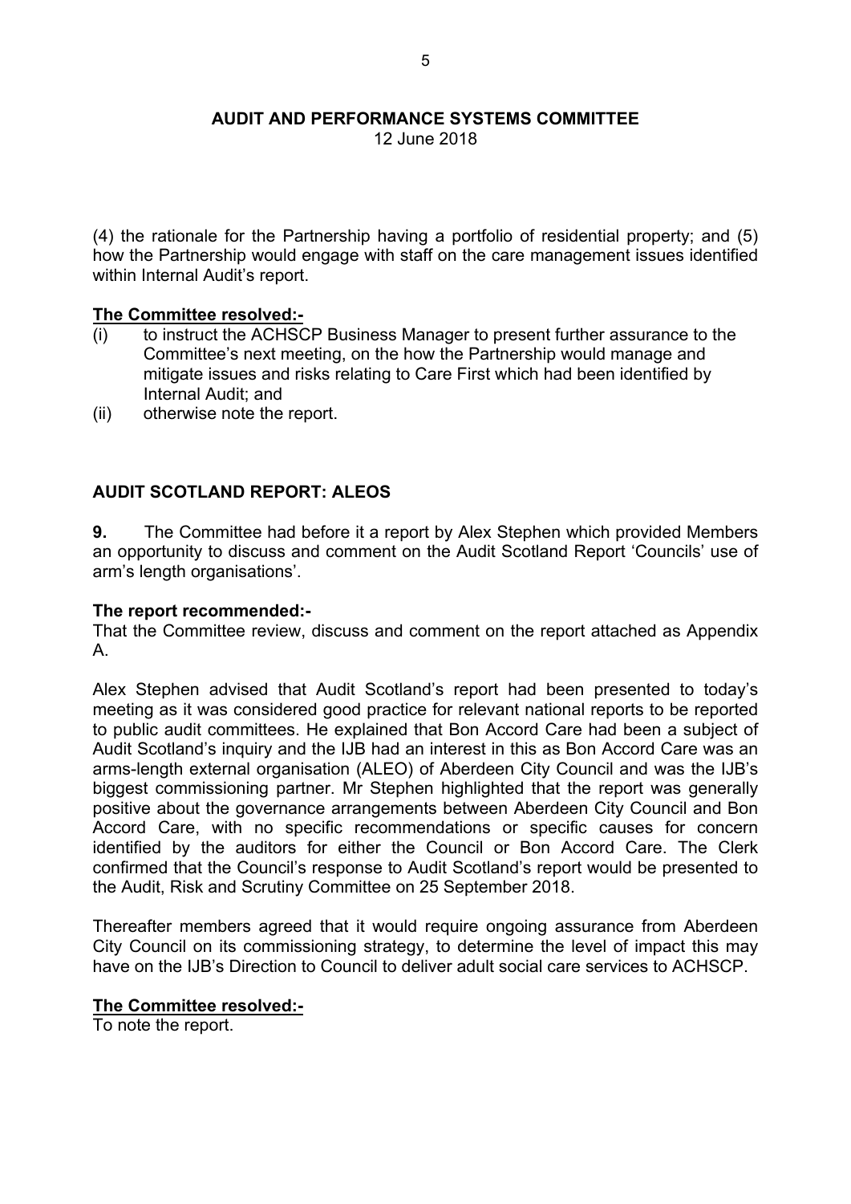(4) the rationale for the Partnership having a portfolio of residential property; and (5) how the Partnership would engage with staff on the care management issues identified within Internal Audit's report.

**The Committee resolved:-**

(i) to instruct the ACHSCP Business Manager to present further assurance to the Committee's next meeting, on the how the Partnership would manage and mitigate issues and risks relating to Care First which had been identified by Internal Audit; and

(ii) otherwise note the report.

## AUDIT SCOTLAND REPORT: ALEOS

**9.** The Committee had before it a report by Alex Stephen which provided Members an opportunity to discuss and comment on the Audit Scotland Report 'Councils' use of arm's length organisations'.

**The report recommended:-**

That the Committee review, discuss and comment on the report attached as Appendix A.

Alex Stephen advised that Audit Scotland's report had been presented to today's meeting as it was considered good practice for relevant national reports to be reported to public audit committees. He explained that Bon Accord Care had been a subject of Audit Scotland's inquiry and the IJB had an interest in this as Bon Accord Care was an arms-length external organisation (ALEO) of Aberdeen City Council and was the IJB's biggest commissioning partner. Mr Stephen highlighted that the report was generally positive about the governance arrangements between Aberdeen City Council and Bon Accord Care, with no specific recommendations or specific causes for concern identified by the auditors for either the Council or Bon Accord Care. The Clerk confirmed that the Council's response to Audit Scotland's report would be presented to the Audit, Risk and Scrutiny Committee on 25 September 2018.

Thereafter members agreed that it would require ongoing assurance from Aberdeen City Council on its commissioning strategy, to determine the level of impact this may have on the IJB's Direction to Council to deliver adult social care services to ACHSCP.

**The Committee resolved:-**

To note the report.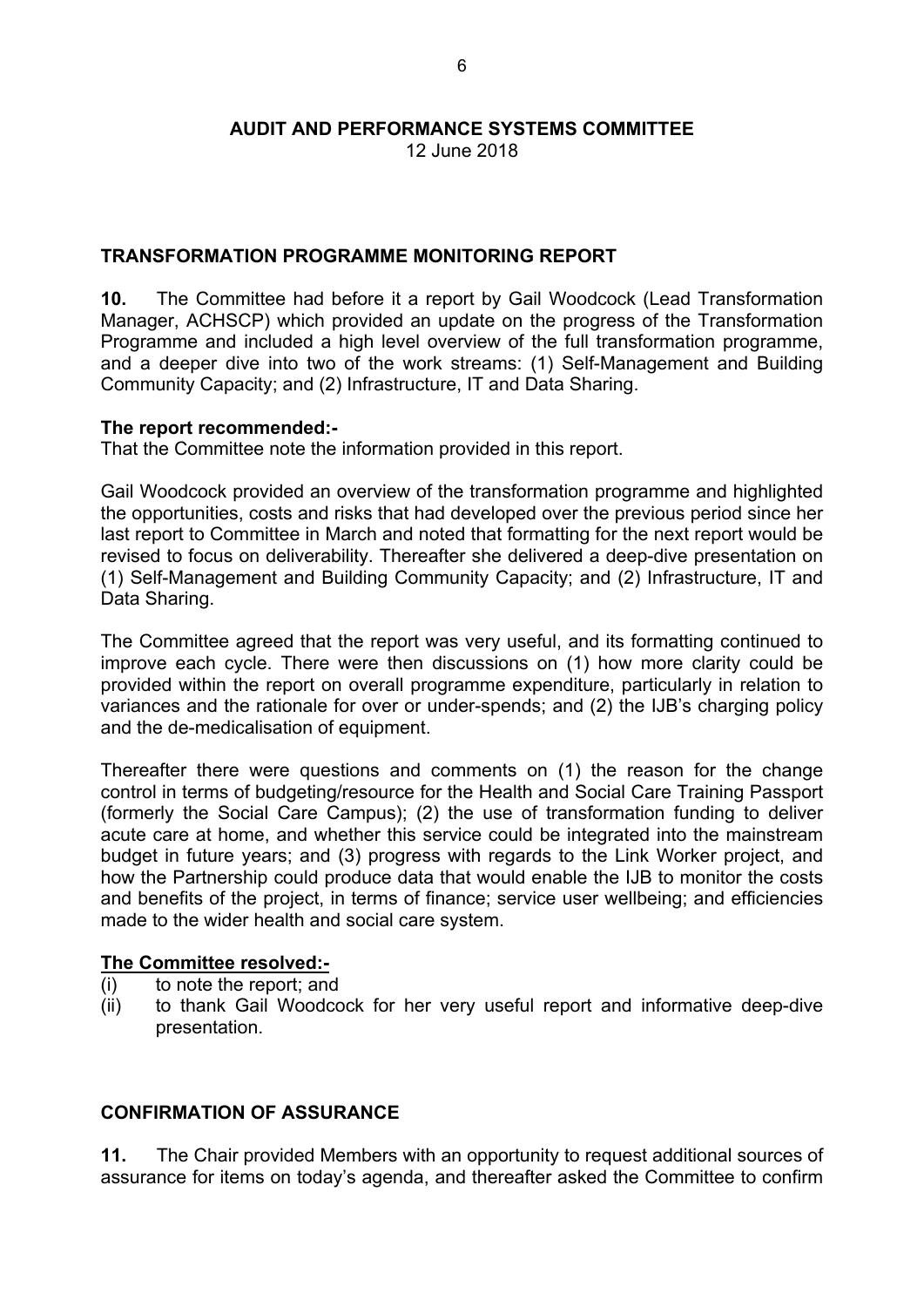**AUDIT AND PERFORMANCE SYSTEMS COMMITTEE**
12 June 2018

## TRANSFORMATION PROGRAMME MONITORING REPORT

**10.** The Committee had before it a report by Gail Woodcock (Lead Transformation Manager, ACHSCP) which provided an update on the progress of the Transformation Programme and included a high level overview of the full transformation programme, and a deeper dive into two of the work streams: (1) Self-Management and Building Community Capacity; and (2) Infrastructure, IT and Data Sharing.

**The report recommended:-**
That the Committee note the information provided in this report.

Gail Woodcock provided an overview of the transformation programme and highlighted the opportunities, costs and risks that had developed over the previous period since her last report to Committee in March and noted that formatting for the next report would be revised to focus on deliverability. Thereafter she delivered a deep-dive presentation on (1) Self-Management and Building Community Capacity; and (2) Infrastructure, IT and Data Sharing.

The Committee agreed that the report was very useful, and its formatting continued to improve each cycle. There were then discussions on (1) how more clarity could be provided within the report on overall programme expenditure, particularly in relation to variances and the rationale for over or under-spends; and (2) the IJB's charging policy and the de-medicalisation of equipment.

Thereafter there were questions and comments on (1) the reason for the change control in terms of budgeting/resource for the Health and Social Care Training Passport (formerly the Social Care Campus); (2) the use of transformation funding to deliver acute care at home, and whether this service could be integrated into the mainstream budget in future years; and (3) progress with regards to the Link Worker project, and how the Partnership could produce data that would enable the IJB to monitor the costs and benefits of the project, in terms of finance; service user wellbeing; and efficiencies made to the wider health and social care system.

**The Committee resolved:-**
(i) to note the report; and
(ii) to thank Gail Woodcock for her very useful report and informative deep-dive presentation.

## CONFIRMATION OF ASSURANCE

**11.** The Chair provided Members with an opportunity to request additional sources of assurance for items on today's agenda, and thereafter asked the Committee to confirm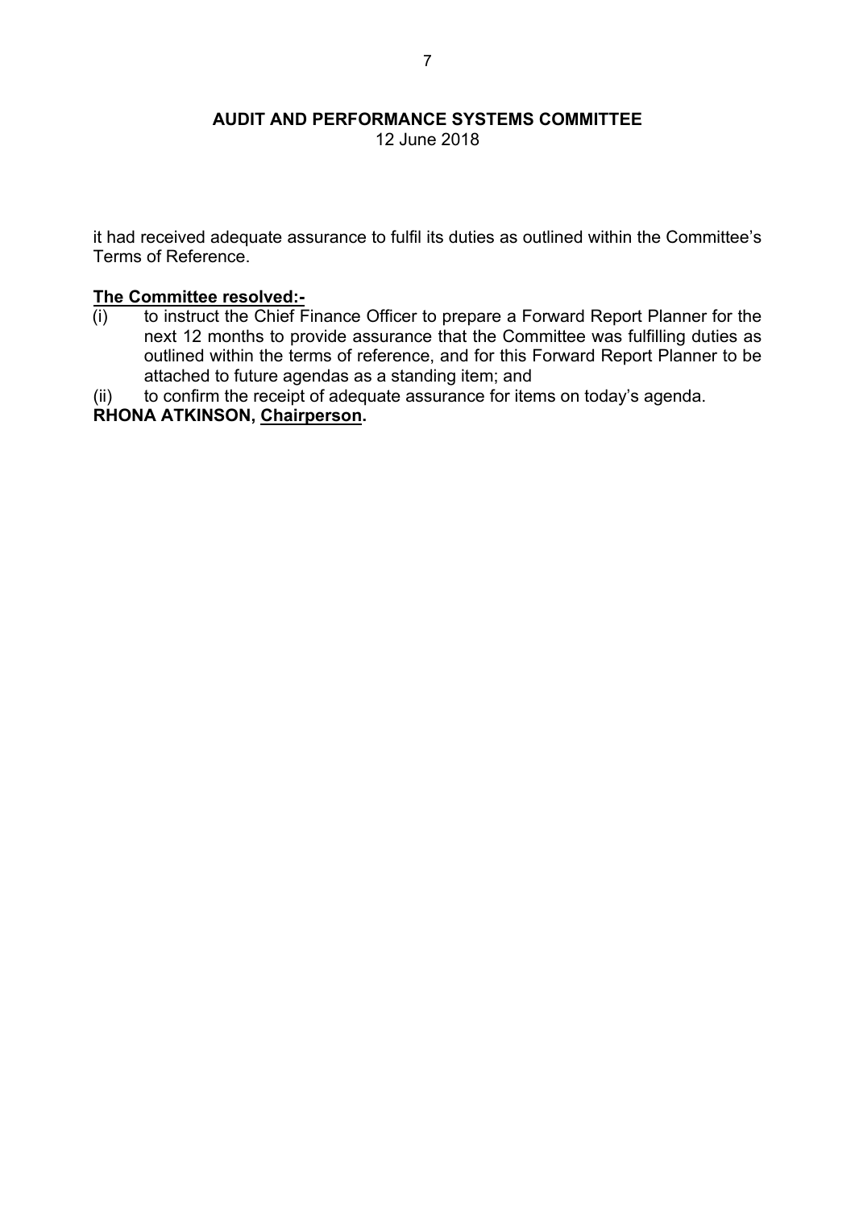it had received adequate assurance to fulfil its duties as outlined within the Committee's Terms of Reference.

**The Committee resolved:-**

(i) to instruct the Chief Finance Officer to prepare a Forward Report Planner for the next 12 months to provide assurance that the Committee was fulfilling duties as outlined within the terms of reference, and for this Forward Report Planner to be attached to future agendas as a standing item; and

(ii) to confirm the receipt of adequate assurance for items on today's agenda.

**RHONA ATKINSON, Chairperson.**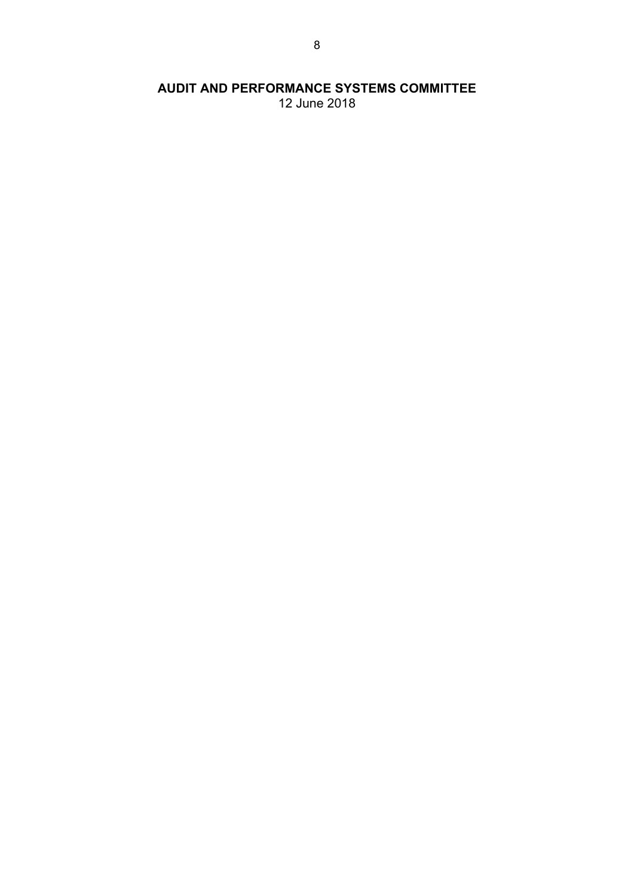**AUDIT AND PERFORMANCE SYSTEMS COMMITTEE**
12 June 2018